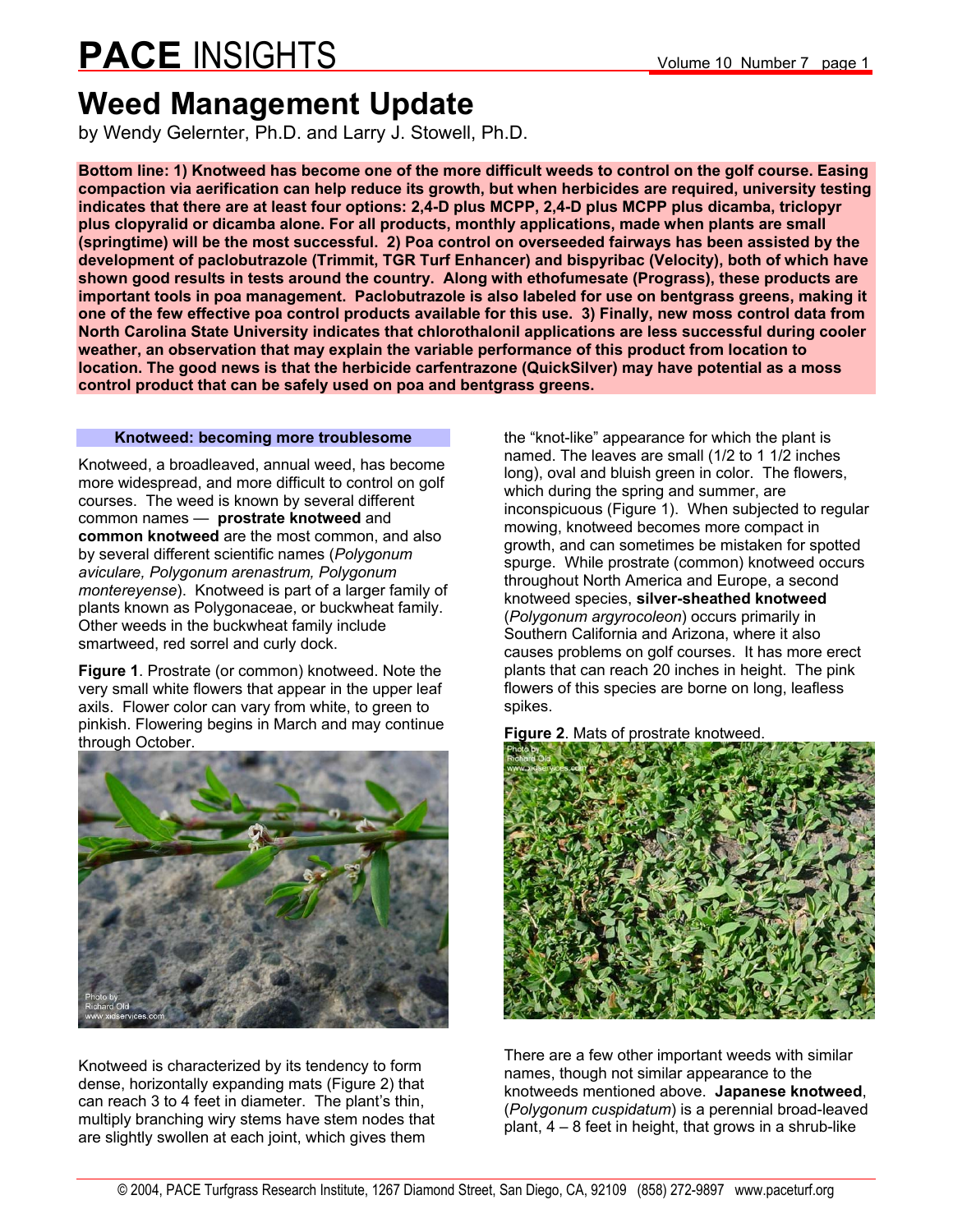# PACE INSIGHTS

# Weed Management Update

by Wendy Gelernter, Ph.D. and Larry J. Stowell, Ph.D.

**Bottom line: 1) Knotweed has become one of the more difficult weeds to control on the golf course. Easing compaction via aerification can help reduce its growth, but when herbicides are required, university testing indicates that there are at least four options: 2,4-D plus MCPP, 2,4-D plus MCPP plus dicamba, triclopyr plus clopyralid or dicamba alone. For all products, monthly applications, made when plants are small (springtime) will be the most successful. 2) Poa control on overseeded fairways has been assisted by the development of paclobutrazole (Trimmit, TGR Turf Enhancer) and bispyribac (Velocity), both of which have shown good results in tests around the country. Along with ethofumesate (Prograss), these products are important tools in poa management. Paclobutrazole is also labeled for use on bentgrass greens, making it one of the few effective poa control products available for this use. 3) Finally, new moss control data from North Carolina State University indicates that chlorothalonil applications are less successful during cooler weather, an observation that may explain the variable performance of this product from location to location. The good news is that the herbicide carfentrazone (QuickSilver) may have potential as a moss control product that can be safely used on poa and bentgrass greens.**

### Knotweed: becoming more troublesome

Knotweed, a broadleaved, annual weed, has become more widespread, and more difficult to control on golf courses. The weed is known by several different common names — **prostrate knotweed** and **common knotweed** are the most common, and also by several different scientific names (*Polygonum aviculare, Polygonum arenastrum, Polygonum montereyense*). Knotweed is part of a larger family of plants known as Polygonaceae, or buckwheat family. Other weeds in the buckwheat family include smartweed, red sorrel and curly dock.

**Figure 1**. Prostrate (or common) knotweed. Note the very small white flowers that appear in the upper leaf axils. Flower color can vary from white, to green to pinkish. Flowering begins in March and may continue through October.

Knotweed is characterized by its tendency to form dense, horizontally expanding mats (Figure 2) that can reach 3 to 4 feet in diameter. The plant's thin, multiply branching wiry stems have stem nodes that are slightly swollen at each joint, which gives them the "knot-like" appearance for which the plant is named. The leaves are small (1/2 to 1 1/2 inches long), oval and bluish green in color. The flowers, which during the spring and summer, are inconspicuous (Figure 1). When subjected to regular mowing, knotweed becomes more compact in growth, and can sometimes be mistaken for spotted spurge. While prostrate (common) knotweed occurs throughout North America and Europe, a second knotweed species, **silver-sheathed knotweed** (*Polygonum argyrocoleon*) occurs primarily in Southern California and Arizona, where it also causes problems on golf courses. It has more erect plants that can reach 20 inches in height. The pink flowers of this species are borne on long, leafless spikes.

**Figure 2**. Mats of prostrate knotweed.

There are a few other important weeds with similar names, though not similar appearance to the knotweeds mentioned above. **Japanese knotweed**, (*Polygonum cuspidatum*) is a perennial broad-leaved plant, 4 – 8 feet in height, that grows in a shrub-like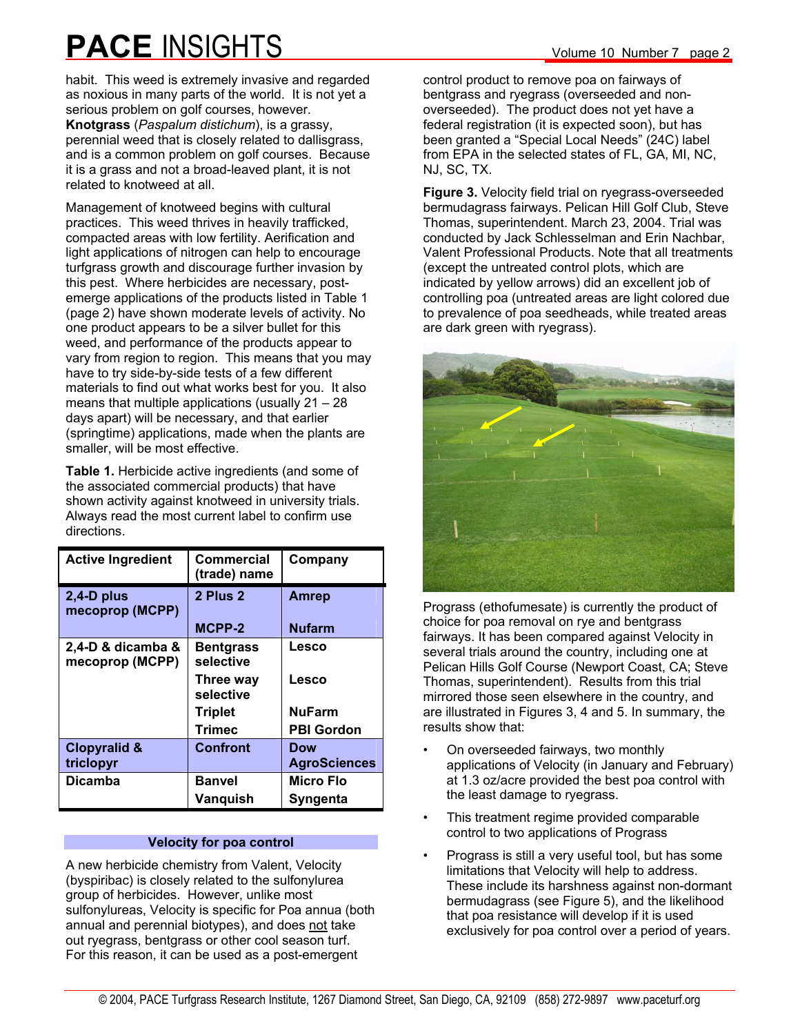habit. This weed is extremely invasive and regarded as noxious in many parts of the world. It is not yet a serious problem on golf courses, however. **Knotgrass** (*Paspalum distichum*), is a grassy, perennial weed that is closely related to dallisgrass, and is a common problem on golf courses. Because it is a grass and not a broad-leaved plant, it is not related to knotweed at all.

Management of knotweed begins with cultural practices. This weed thrives in heavily trafficked, compacted areas with low fertility. Aerification and light applications of nitrogen can help to encourage turfgrass growth and discourage further invasion by this pest. Where herbicides are necessary, post-emerge applications of the products listed in Table 1 (page 2) have shown moderate levels of activity. No one product appears to be a silver bullet for this weed, and performance of the products appear to vary from region to region. This means that you may have to try side-by-side tests of a few different materials to find out what works best for you. It also means that multiple applications (usually 21 – 28 days apart) will be necessary, and that earlier (springtime) applications, made when the plants are smaller, will be most effective.

**Table 1.** Herbicide active ingredients (and some of the associated commercial products) that have shown activity against knotweed in university trials. Always read the most current label to confirm use directions.

| Active Ingredient | Commercial (trade) name | Company |
|---|---|---|
| **2,4-D plus mecoprop (MCPP)** | **2 Plus 2** | **Amrep** |
| | **MCPP-2** | **Nufarm** |
| **2,4-D & dicamba & mecoprop (MCPP)** | **Bentgrass selective** | **Lesco** |
| | **Three way selective** | **Lesco** |
| | **Triplet** | **NuFarm** |
| | **Trimec** | **PBI Gordon** |
| **Clopyralid & triclopyr** | **Confront** | **Dow AgroSciences** |
| **Dicamba** | **Banvel** | **Micro Flo** |
| | **Vanquish** | **Syngenta** |

## Velocity for poa control

A new herbicide chemistry from Valent, Velocity (byspiribac) is closely related to the sulfonylurea group of herbicides. However, unlike most sulfonylureas, Velocity is specific for Poa annua (both annual and perennial biotypes), and does not take out ryegrass, bentgrass or other cool season turf. For this reason, it can be used as a post-emergent control product to remove poa on fairways of bentgrass and ryegrass (overseeded and non-overseeded). The product does not yet have a federal registration (it is expected soon), but has been granted a "Special Local Needs" (24C) label from EPA in the selected states of FL, GA, MI, NC, NJ, SC, TX.

**Figure 3.** Velocity field trial on ryegrass-overseeded bermudagrass fairways. Pelican Hill Golf Club, Steve Thomas, superintendent. March 23, 2004. Trial was conducted by Jack Schlesselman and Erin Nachbar, Valent Professional Products. Note that all treatments (except the untreated control plots, which are indicated by yellow arrows) did an excellent job of controlling poa (untreated areas are light colored due to prevalence of poa seedheads, while treated areas are dark green with ryegrass).

Prograss (ethofumesate) is currently the product of choice for poa removal on rye and bentgrass fairways. It has been compared against Velocity in several trials around the country, including one at Pelican Hills Golf Course (Newport Coast, CA; Steve Thomas, superintendent). Results from this trial mirrored those seen elsewhere in the country, and are illustrated in Figures 3, 4 and 5. In summary, the results show that:

- On overseeded fairways, two monthly applications of Velocity (in January and February) at 1.3 oz/acre provided the best poa control with the least damage to ryegrass.
- This treatment regime provided comparable control to two applications of Prograss
- Prograss is still a very useful tool, but has some limitations that Velocity will help to address. These include its harshness against non-dormant bermudagrass (see Figure 5), and the likelihood that poa resistance will develop if it is used exclusively for poa control over a period of years.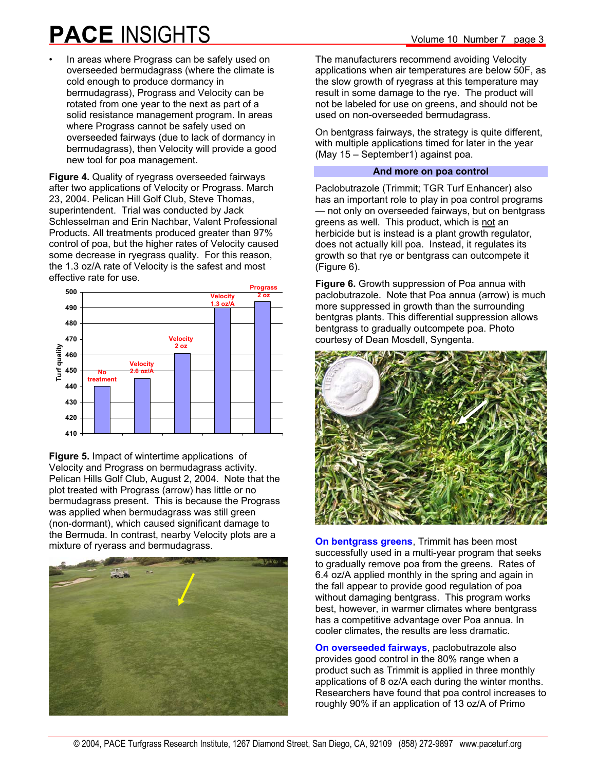- In areas where Prograss can be safely used on overseeded bermudagrass (where the climate is cold enough to produce dormancy in bermudagrass), Prograss and Velocity can be rotated from one year to the next as part of a solid resistance management program. In areas where Prograss cannot be safely used on overseeded fairways (due to lack of dormancy in bermudagrass), then Velocity will provide a good new tool for poa management.

**Figure 4.** Quality of ryegrass overseeded fairways after two applications of Velocity or Prograss. March 23, 2004. Pelican Hill Golf Club, Steve Thomas, superintendent. Trial was conducted by Jack Schlesselman and Erin Nachbar, Valent Professional Products. All treatments produced greater than 97% control of poa, but the higher rates of Velocity caused some decrease in ryegrass quality. For this reason, the 1.3 oz/A rate of Velocity is the safest and most effective rate for use.

| Treatment | Turf quality |
|---|---|
| No treatment | 440 |
| Velocity 2.6 oz/A | 445 |
| Velocity 2 oz | 461 |
| Velocity 1.3 oz/A | 490 |
| Prograss 2 oz | 494 |

**Figure 5.** Impact of wintertime applications of Velocity and Prograss on bermudagrass activity. Pelican Hills Golf Club, August 2, 2004. Note that the plot treated with Prograss (arrow) has little or no bermudagrass present. This is because the Prograss was applied when bermudagrass was still green (non-dormant), which caused significant damage to the Bermuda. In contrast, nearby Velocity plots are a mixture of ryerass and bermudagrass.

The manufacturers recommend avoiding Velocity applications when air temperatures are below 50F, as the slow growth of ryegrass at this temperature may result in some damage to the rye. The product will not be labeled for use on greens, and should not be used on non-overseeded bermudagrass.

On bentgrass fairways, the strategy is quite different, with multiple applications timed for later in the year (May 15 – September1) against poa.

## And more on poa control

Paclobutrazole (Trimmit; TGR Turf Enhancer) also has an important role to play in poa control programs — not only on overseeded fairways, but on bentgrass greens as well. This product, which is not an herbicide but is instead is a plant growth regulator, does not actually kill poa. Instead, it regulates its growth so that rye or bentgrass can outcompete it (Figure 6).

**Figure 6.** Growth suppression of Poa annua with paclobutrazole. Note that Poa annua (arrow) is much more suppressed in growth than the surrounding bentgras plants. This differential suppression allows bentgrass to gradually outcompete poa. Photo courtesy of Dean Mosdell, Syngenta.

**On bentgrass greens**, Trimmit has been most successfully used in a multi-year program that seeks to gradually remove poa from the greens. Rates of 6.4 oz/A applied monthly in the spring and again in the fall appear to provide good regulation of poa without damaging bentgrass. This program works best, however, in warmer climates where bentgrass has a competitive advantage over Poa annua. In cooler climates, the results are less dramatic.

**On overseeded fairways**, paclobutrazole also provides good control in the 80% range when a product such as Trimmit is applied in three monthly applications of 8 oz/A each during the winter months. Researchers have found that poa control increases to roughly 90% if an application of 13 oz/A of Primo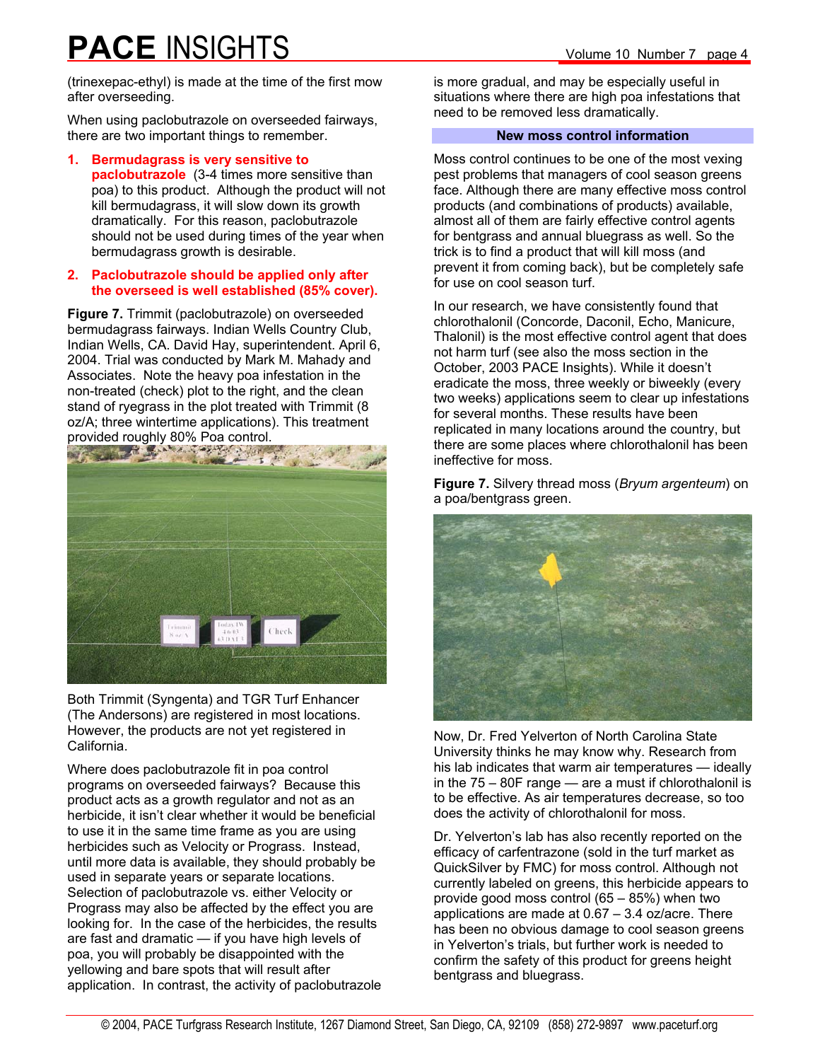(trinexepac-ethyl) is made at the time of the first mow after overseeding.

When using paclobutrazole on overseeded fairways, there are two important things to remember.

1. **Bermudagrass is very sensitive to paclobutrazole** (3-4 times more sensitive than poa) to this product. Although the product will not kill bermudagrass, it will slow down its growth dramatically. For this reason, paclobutrazole should not be used during times of the year when bermudagrass growth is desirable.
2. **Paclobutrazole should be applied only after the overseed is well established (85% cover).**

**Figure 7.** Trimmit (paclobutrazole) on overseeded bermudagrass fairways. Indian Wells Country Club, Indian Wells, CA. David Hay, superintendent. April 6, 2004. Trial was conducted by Mark M. Mahady and Associates. Note the heavy poa infestation in the non-treated (check) plot to the right, and the clean stand of ryegrass in the plot treated with Trimmit (8 oz/A; three wintertime applications). This treatment provided roughly 80% Poa control.

Both Trimmit (Syngenta) and TGR Turf Enhancer (The Andersons) are registered in most locations. However, the products are not yet registered in California.

Where does paclobutrazole fit in poa control programs on overseeded fairways? Because this product acts as a growth regulator and not as an herbicide, it isn't clear whether it would be beneficial to use it in the same time frame as you are using herbicides such as Velocity or Prograss. Instead, until more data is available, they should probably be used in separate years or separate locations. Selection of paclobutrazole vs. either Velocity or Prograss may also be affected by the effect you are looking for. In the case of the herbicides, the results are fast and dramatic — if you have high levels of poa, you will probably be disappointed with the yellowing and bare spots that will result after application. In contrast, the activity of paclobutrazole is more gradual, and may be especially useful in situations where there are high poa infestations that need to be removed less dramatically.

## New moss control information

Moss control continues to be one of the most vexing pest problems that managers of cool season greens face. Although there are many effective moss control products (and combinations of products) available, almost all of them are fairly effective control agents for bentgrass and annual bluegrass as well. So the trick is to find a product that will kill moss (and prevent it from coming back), but be completely safe for use on cool season turf.

In our research, we have consistently found that chlorothalonil (Concorde, Daconil, Echo, Manicure, Thalonil) is the most effective control agent that does not harm turf (see also the moss section in the October, 2003 PACE Insights). While it doesn't eradicate the moss, three weekly or biweekly (every two weeks) applications seem to clear up infestations for several months. These results have been replicated in many locations around the country, but there are some places where chlorothalonil has been ineffective for moss.

**Figure 7.** Silvery thread moss (*Bryum argenteum*) on a poa/bentgrass green.

Now, Dr. Fred Yelverton of North Carolina State University thinks he may know why. Research from his lab indicates that warm air temperatures — ideally in the 75 – 80F range — are a must if chlorothalonil is to be effective. As air temperatures decrease, so too does the activity of chlorothalonil for moss.

Dr. Yelverton's lab has also recently reported on the efficacy of carfentrazone (sold in the turf market as QuickSilver by FMC) for moss control. Although not currently labeled on greens, this herbicide appears to provide good moss control (65 – 85%) when two applications are made at 0.67 – 3.4 oz/acre. There has been no obvious damage to cool season greens in Yelverton's trials, but further work is needed to confirm the safety of this product for greens height bentgrass and bluegrass.

© 2004, PACE Turfgrass Research Institute, 1267 Diamond Street, San Diego, CA, 92109 (858) 272-9897 www.paceturf.org